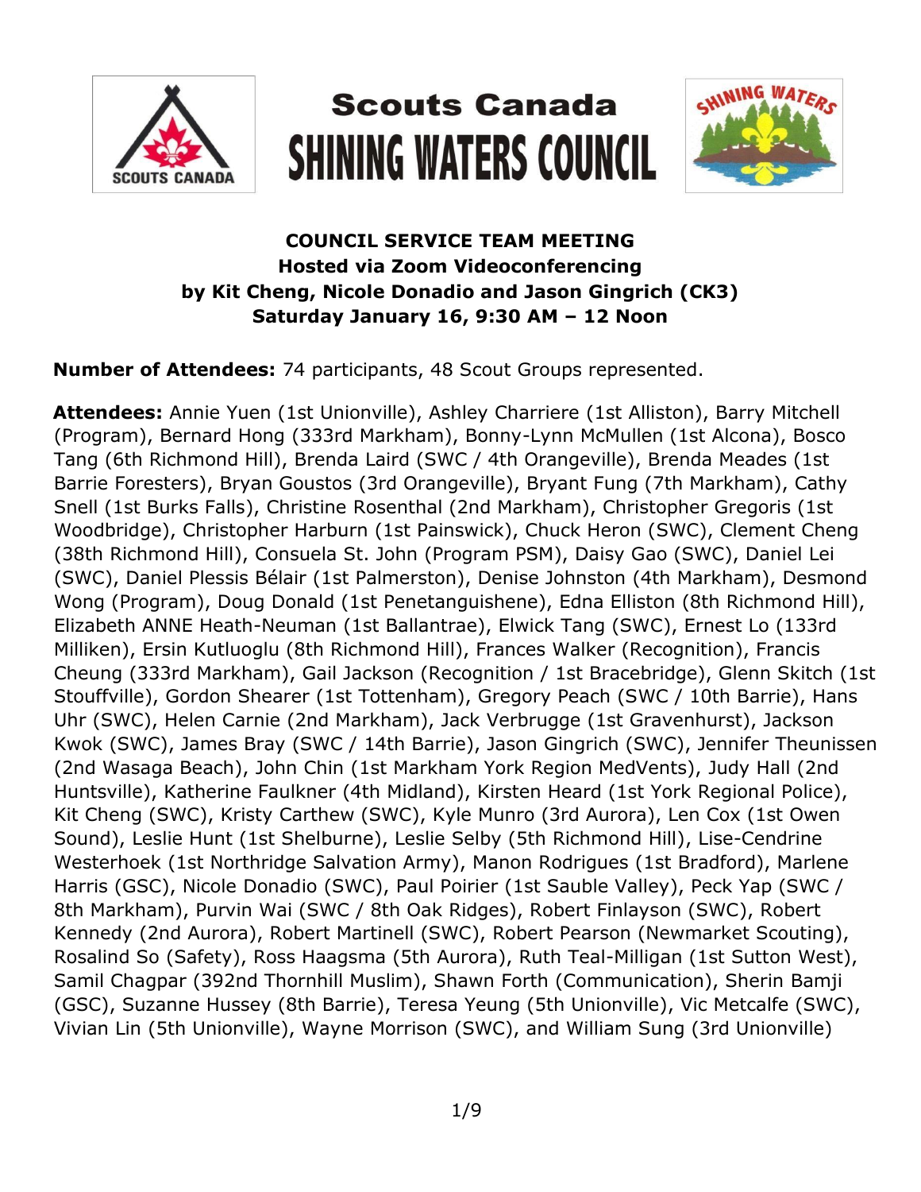# Scouts Canada
# SHINING WATERS COUNCIL

**COUNCIL SERVICE TEAM MEETING**
**Hosted via Zoom Videoconferencing**
**by Kit Cheng, Nicole Donadio and Jason Gingrich (CK3)**
**Saturday January 16, 9:30 AM – 12 Noon**

**Number of Attendees:** 74 participants, 48 Scout Groups represented.

**Attendees:** Annie Yuen (1st Unionville), Ashley Charriere (1st Alliston), Barry Mitchell (Program), Bernard Hong (333rd Markham), Bonny-Lynn McMullen (1st Alcona), Bosco Tang (6th Richmond Hill), Brenda Laird (SWC / 4th Orangeville), Brenda Meades (1st Barrie Foresters), Bryan Goustos (3rd Orangeville), Bryant Fung (7th Markham), Cathy Snell (1st Burks Falls), Christine Rosenthal (2nd Markham), Christopher Gregoris (1st Woodbridge), Christopher Harburn (1st Painswick), Chuck Heron (SWC), Clement Cheng (38th Richmond Hill), Consuela St. John (Program PSM), Daisy Gao (SWC), Daniel Lei (SWC), Daniel Plessis Bélair (1st Palmerston), Denise Johnston (4th Markham), Desmond Wong (Program), Doug Donald (1st Penetanguishene), Edna Elliston (8th Richmond Hill), Elizabeth ANNE Heath-Neuman (1st Ballantrae), Elwick Tang (SWC), Ernest Lo (133rd Milliken), Ersin Kutluoglu (8th Richmond Hill), Frances Walker (Recognition), Francis Cheung (333rd Markham), Gail Jackson (Recognition / 1st Bracebridge), Glenn Skitch (1st Stouffville), Gordon Shearer (1st Tottenham), Gregory Peach (SWC / 10th Barrie), Hans Uhr (SWC), Helen Carnie (2nd Markham), Jack Verbrugge (1st Gravenhurst), Jackson Kwok (SWC), James Bray (SWC / 14th Barrie), Jason Gingrich (SWC), Jennifer Theunissen (2nd Wasaga Beach), John Chin (1st Markham York Region MedVents), Judy Hall (2nd Huntsville), Katherine Faulkner (4th Midland), Kirsten Heard (1st York Regional Police), Kit Cheng (SWC), Kristy Carthew (SWC), Kyle Munro (3rd Aurora), Len Cox (1st Owen Sound), Leslie Hunt (1st Shelburne), Leslie Selby (5th Richmond Hill), Lise-Cendrine Westerhoek (1st Northridge Salvation Army), Manon Rodrigues (1st Bradford), Marlene Harris (GSC), Nicole Donadio (SWC), Paul Poirier (1st Sauble Valley), Peck Yap (SWC / 8th Markham), Purvin Wai (SWC / 8th Oak Ridges), Robert Finlayson (SWC), Robert Kennedy (2nd Aurora), Robert Martinell (SWC), Robert Pearson (Newmarket Scouting), Rosalind So (Safety), Ross Haagsma (5th Aurora), Ruth Teal-Milligan (1st Sutton West), Samil Chagpar (392nd Thornhill Muslim), Shawn Forth (Communication), Sherin Bamji (GSC), Suzanne Hussey (8th Barrie), Teresa Yeung (5th Unionville), Vic Metcalfe (SWC), Vivian Lin (5th Unionville), Wayne Morrison (SWC), and William Sung (3rd Unionville)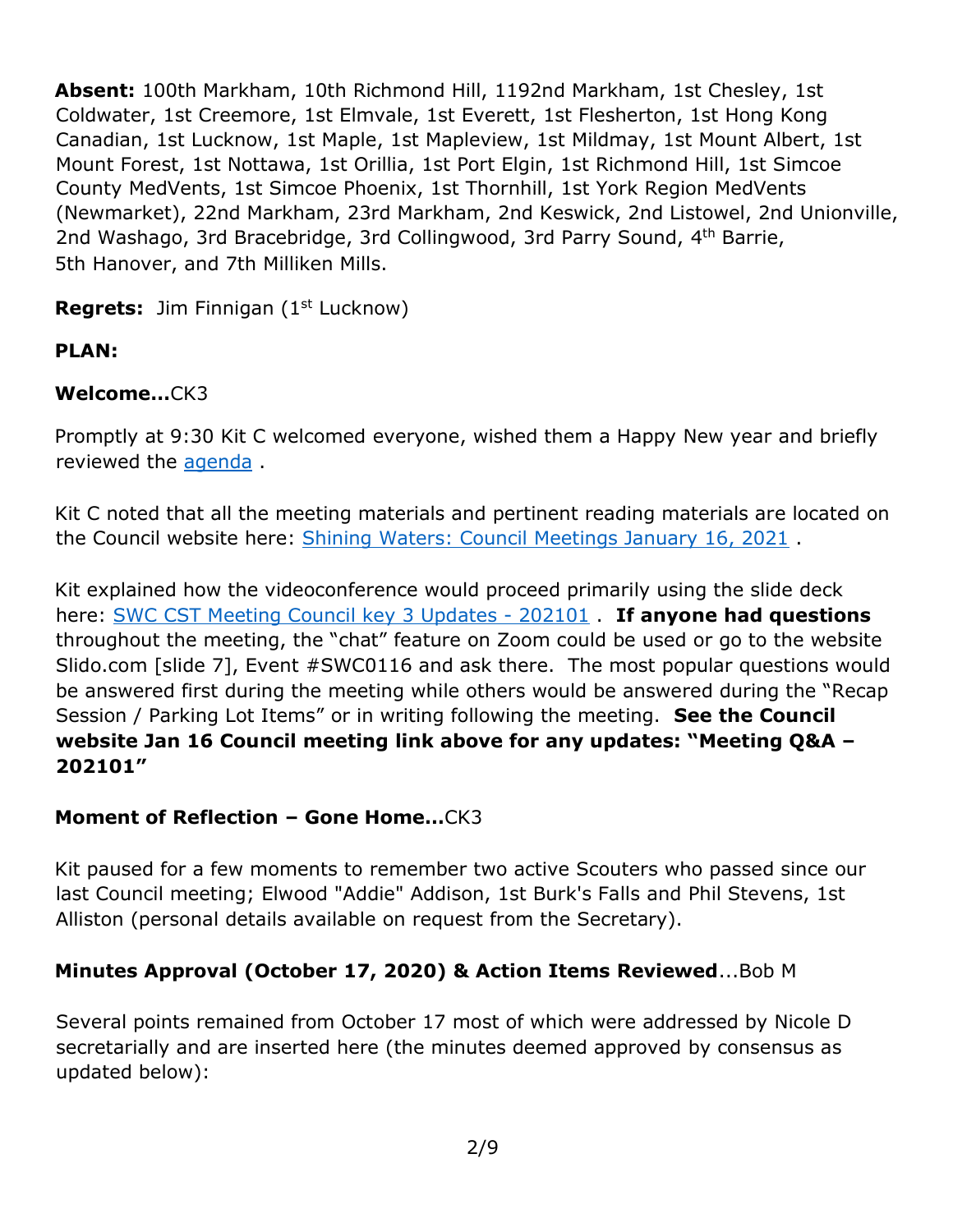**Absent:** 100th Markham, 10th Richmond Hill, 1192nd Markham, 1st Chesley, 1st Coldwater, 1st Creemore, 1st Elmvale, 1st Everett, 1st Flesherton, 1st Hong Kong Canadian, 1st Lucknow, 1st Maple, 1st Mapleview, 1st Mildmay, 1st Mount Albert, 1st Mount Forest, 1st Nottawa, 1st Orillia, 1st Port Elgin, 1st Richmond Hill, 1st Simcoe County MedVents, 1st Simcoe Phoenix, 1st Thornhill, 1st York Region MedVents (Newmarket), 22nd Markham, 23rd Markham, 2nd Keswick, 2nd Listowel, 2nd Unionville, 2nd Washago, 3rd Bracebridge, 3rd Collingwood, 3rd Parry Sound, 4th Barrie, 5th Hanover, and 7th Milliken Mills.

**Regrets:** Jim Finnigan (1st Lucknow)

**PLAN:**

**Welcome…**CK3

Promptly at 9:30 Kit C welcomed everyone, wished them a Happy New year and briefly reviewed the agenda .

Kit C noted that all the meeting materials and pertinent reading materials are located on the Council website here: Shining Waters: Council Meetings January 16, 2021 .

Kit explained how the videoconference would proceed primarily using the slide deck here: SWC CST Meeting Council key 3 Updates - 202101 . **If anyone had questions** throughout the meeting, the "chat" feature on Zoom could be used or go to the website Slido.com [slide 7], Event #SWC0116 and ask there. The most popular questions would be answered first during the meeting while others would be answered during the "Recap Session / Parking Lot Items" or in writing following the meeting. **See the Council website Jan 16 Council meeting link above for any updates: "Meeting Q&A – 202101"**

**Moment of Reflection – Gone Home…**CK3

Kit paused for a few moments to remember two active Scouters who passed since our last Council meeting; Elwood "Addie" Addison, 1st Burk's Falls and Phil Stevens, 1st Alliston (personal details available on request from the Secretary).

**Minutes Approval (October 17, 2020) & Action Items Reviewed**…Bob M

Several points remained from October 17 most of which were addressed by Nicole D secretarially and are inserted here (the minutes deemed approved by consensus as updated below):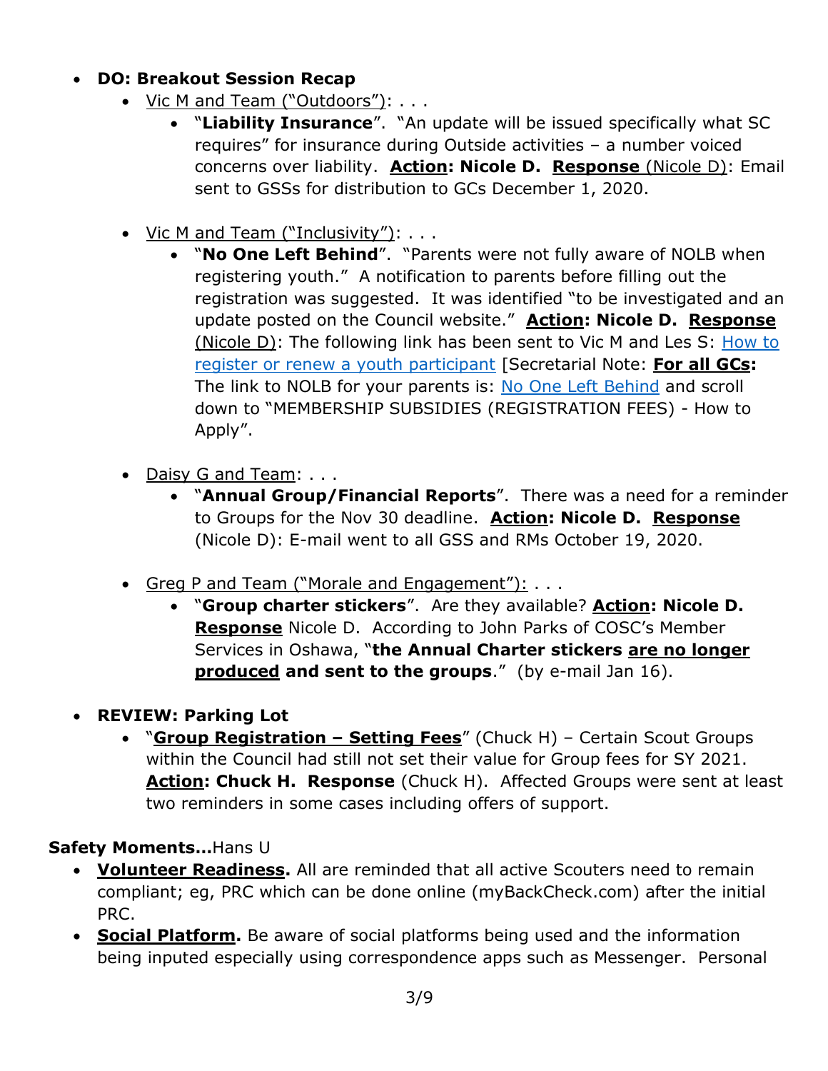- **DO: Breakout Session Recap**
  - Vic M and Team ("Outdoors"): . . .
    - "**Liability Insurance**". "An update will be issued specifically what SC requires" for insurance during Outside activities – a number voiced concerns over liability. **Action: Nicole D.** **Response** (Nicole D): Email sent to GSSs for distribution to GCs December 1, 2020.
  - Vic M and Team ("Inclusivity"): . . .
    - "**No One Left Behind**". "Parents were not fully aware of NOLB when registering youth." A notification to parents before filling out the registration was suggested. It was identified "to be investigated and an update posted on the Council website." **Action: Nicole D.** **Response** (Nicole D): The following link has been sent to Vic M and Les S: How to register or renew a youth participant [Secretarial Note: **For all GCs:** The link to NOLB for your parents is: No One Left Behind and scroll down to "MEMBERSHIP SUBSIDIES (REGISTRATION FEES) - How to Apply".
  - Daisy G and Team: . . .
    - "**Annual Group/Financial Reports**". There was a need for a reminder to Groups for the Nov 30 deadline. **Action: Nicole D.** **Response** (Nicole D): E-mail went to all GSS and RMs October 19, 2020.
  - Greg P and Team ("Morale and Engagement"): . . .
    - "**Group charter stickers**". Are they available? **Action: Nicole D.** **Response** Nicole D. According to John Parks of COSC's Member Services in Oshawa, "**the Annual Charter stickers are no longer produced and sent to the groups**." (by e-mail Jan 16).
- **REVIEW: Parking Lot**
  - "**Group Registration – Setting Fees**" (Chuck H) – Certain Scout Groups within the Council had still not set their value for Group fees for SY 2021. **Action: Chuck H.** **Response** (Chuck H). Affected Groups were sent at least two reminders in some cases including offers of support.

**Safety Moments…**Hans U

- **Volunteer Readiness.** All are reminded that all active Scouters need to remain compliant; eg, PRC which can be done online (myBackCheck.com) after the initial PRC.
- **Social Platform.** Be aware of social platforms being used and the information being inputed especially using correspondence apps such as Messenger. Personal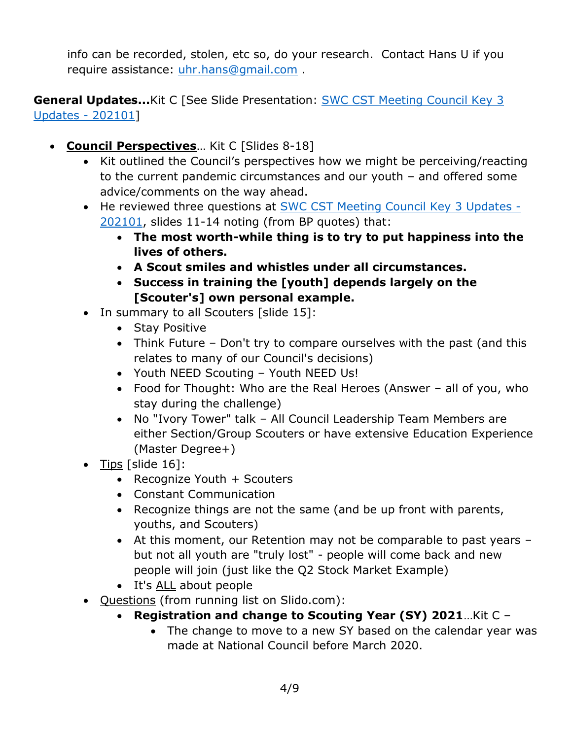info can be recorded, stolen, etc so, do your research. Contact Hans U if you require assistance: [uhr.hans@gmail.com](mailto:uhr.hans@gmail.com) .

**General Updates...**Kit C [See Slide Presentation: SWC CST Meeting Council Key 3 Updates - 202101]

- **Council Perspectives**… Kit C [Slides 8-18]
    - Kit outlined the Council's perspectives how we might be perceiving/reacting to the current pandemic circumstances and our youth – and offered some advice/comments on the way ahead.
    - He reviewed three questions at SWC CST Meeting Council Key 3 Updates - 202101, slides 11-14 noting (from BP quotes) that:
        - **The most worth-while thing is to try to put happiness into the lives of others.**
        - **A Scout smiles and whistles under all circumstances.**
        - **Success in training the [youth] depends largely on the [Scouter's] own personal example.**
    - In summary to all Scouters [slide 15]:
        - Stay Positive
        - Think Future – Don't try to compare ourselves with the past (and this relates to many of our Council's decisions)
        - Youth NEED Scouting – Youth NEED Us!
        - Food for Thought: Who are the Real Heroes (Answer – all of you, who stay during the challenge)
        - No "Ivory Tower" talk – All Council Leadership Team Members are either Section/Group Scouters or have extensive Education Experience (Master Degree+)
    - Tips [slide 16]:
        - Recognize Youth + Scouters
        - Constant Communication
        - Recognize things are not the same (and be up front with parents, youths, and Scouters)
        - At this moment, our Retention may not be comparable to past years – but not all youth are "truly lost" - people will come back and new people will join (just like the Q2 Stock Market Example)
        - It's ALL about people
    - Questions (from running list on Slido.com):
        - **Registration and change to Scouting Year (SY) 2021**…Kit C –
            - The change to move to a new SY based on the calendar year was made at National Council before March 2020.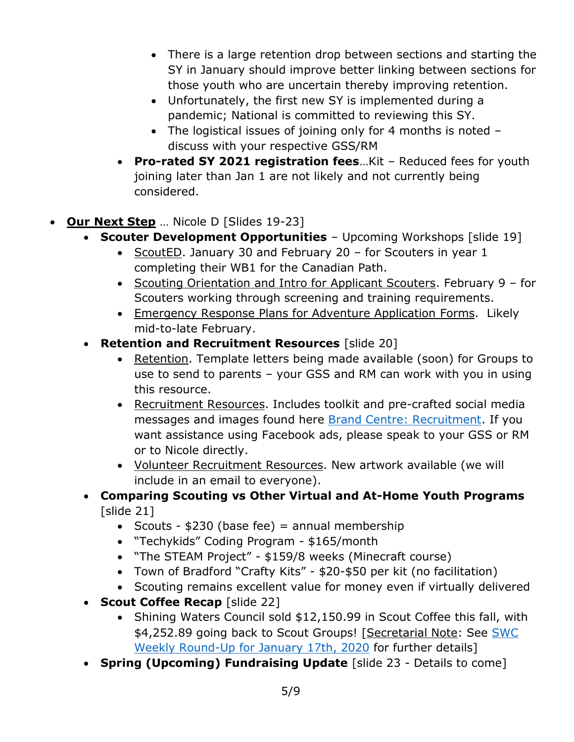- There is a large retention drop between sections and starting the SY in January should improve better linking between sections for those youth who are uncertain thereby improving retention.
        - Unfortunately, the first new SY is implemented during a pandemic; National is committed to reviewing this SY.
        - The logistical issues of joining only for 4 months is noted – discuss with your respective GSS/RM
    - **Pro-rated SY 2021 registration fees**…Kit – Reduced fees for youth joining later than Jan 1 are not likely and not currently being considered.

- **Our Next Step** … Nicole D [Slides 19-23]
    - **Scouter Development Opportunities** – Upcoming Workshops [slide 19]
        - ScoutED. January 30 and February 20 – for Scouters in year 1 completing their WB1 for the Canadian Path.
        - Scouting Orientation and Intro for Applicant Scouters. February 9 – for Scouters working through screening and training requirements.
        - Emergency Response Plans for Adventure Application Forms. Likely mid-to-late February.
    - **Retention and Recruitment Resources** [slide 20]
        - Retention. Template letters being made available (soon) for Groups to use to send to parents – your GSS and RM can work with you in using this resource.
        - Recruitment Resources. Includes toolkit and pre-crafted social media messages and images found here Brand Centre: Recruitment. If you want assistance using Facebook ads, please speak to your GSS or RM or to Nicole directly.
        - Volunteer Recruitment Resources. New artwork available (we will include in an email to everyone).
    - **Comparing Scouting vs Other Virtual and At-Home Youth Programs** [slide 21]
        - Scouts - $230 (base fee) = annual membership
        - "Techykids" Coding Program - $165/month
        - "The STEAM Project" - $159/8 weeks (Minecraft course)
        - Town of Bradford "Crafty Kits" - $20-$50 per kit (no facilitation)
        - Scouting remains excellent value for money even if virtually delivered
    - **Scout Coffee Recap** [slide 22]
        - Shining Waters Council sold $12,150.99 in Scout Coffee this fall, with $4,252.89 going back to Scout Groups! [Secretarial Note: See SWC Weekly Round-Up for January 17th, 2020 for further details]
    - **Spring (Upcoming) Fundraising Update** [slide 23 - Details to come]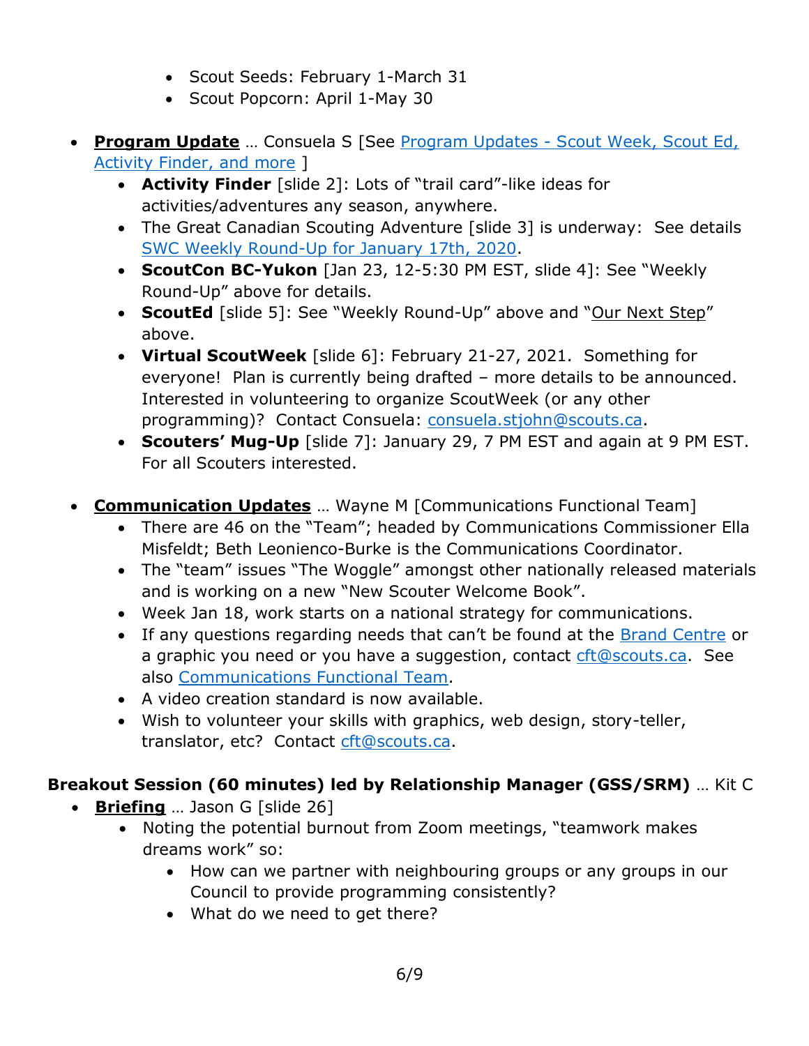- Scout Seeds: February 1-March 31
    - Scout Popcorn: April 1-May 30

- **Program Update** … Consuela S [See Program Updates - Scout Week, Scout Ed, Activity Finder, and more ]
  - **Activity Finder** [slide 2]: Lots of “trail card”-like ideas for activities/adventures any season, anywhere.
  - The Great Canadian Scouting Adventure [slide 3] is underway: See details SWC Weekly Round-Up for January 17th, 2020.
  - **ScoutCon BC-Yukon** [Jan 23, 12-5:30 PM EST, slide 4]: See “Weekly Round-Up” above for details.
  - **ScoutEd** [slide 5]: See “Weekly Round-Up” above and “Our Next Step” above.
  - **Virtual ScoutWeek** [slide 6]: February 21-27, 2021. Something for everyone! Plan is currently being drafted – more details to be announced. Interested in volunteering to organize ScoutWeek (or any other programming)? Contact Consuela: consuela.stjohn@scouts.ca.
  - **Scouters’ Mug-Up** [slide 7]: January 29, 7 PM EST and again at 9 PM EST. For all Scouters interested.

- **Communication Updates** … Wayne M [Communications Functional Team]
  - There are 46 on the “Team”; headed by Communications Commissioner Ella Misfeldt; Beth Leonienco-Burke is the Communications Coordinator.
  - The “team” issues “The Woggle” amongst other nationally released materials and is working on a new “New Scouter Welcome Book”.
  - Week Jan 18, work starts on a national strategy for communications.
  - If any questions regarding needs that can’t be found at the Brand Centre or a graphic you need or you have a suggestion, contact cft@scouts.ca. See also Communications Functional Team.
  - A video creation standard is now available.
  - Wish to volunteer your skills with graphics, web design, story-teller, translator, etc? Contact cft@scouts.ca.

**Breakout Session (60 minutes) led by Relationship Manager (GSS/SRM)** … Kit C

- **Briefing** … Jason G [slide 26]
  - Noting the potential burnout from Zoom meetings, “teamwork makes dreams work” so:
    - How can we partner with neighbouring groups or any groups in our Council to provide programming consistently?
    - What do we need to get there?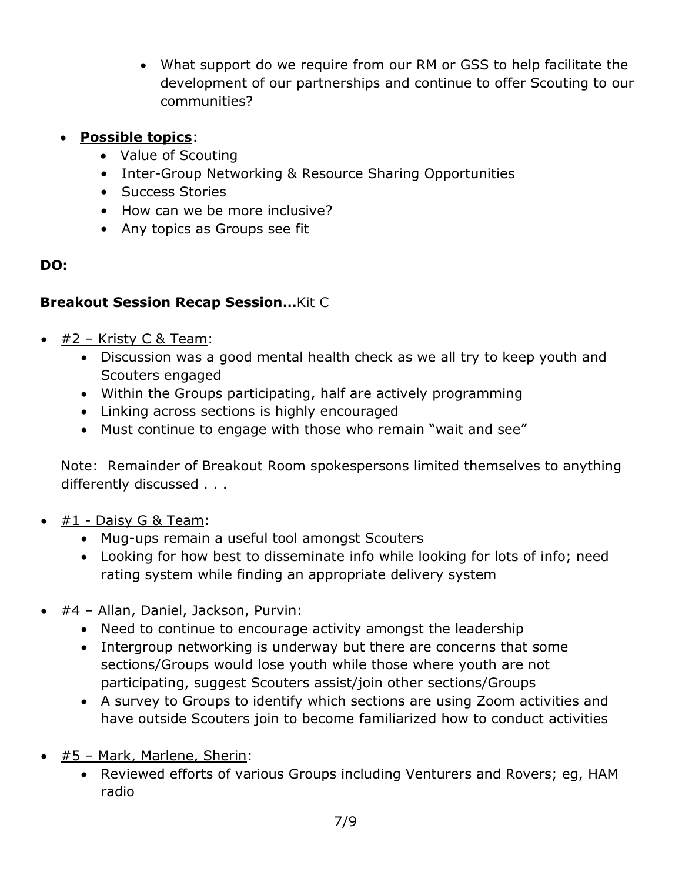- What support do we require from our RM or GSS to help facilitate the development of our partnerships and continue to offer Scouting to our communities?

- **<u>Possible topics</u>**:
  - Value of Scouting
  - Inter-Group Networking & Resource Sharing Opportunities
  - Success Stories
  - How can we be more inclusive?
  - Any topics as Groups see fit

**DO:**

**Breakout Session Recap Session…**Kit C

- <u>#2 – Kristy C & Team</u>:
  - Discussion was a good mental health check as we all try to keep youth and Scouters engaged
  - Within the Groups participating, half are actively programming
  - Linking across sections is highly encouraged
  - Must continue to engage with those who remain "wait and see"

  Note: Remainder of Breakout Room spokespersons limited themselves to anything differently discussed . . .

- <u>#1 - Daisy G & Team</u>:
  - Mug-ups remain a useful tool amongst Scouters
  - Looking for how best to disseminate info while looking for lots of info; need rating system while finding an appropriate delivery system

- <u>#4 – Allan, Daniel, Jackson, Purvin</u>:
  - Need to continue to encourage activity amongst the leadership
  - Intergroup networking is underway but there are concerns that some sections/Groups would lose youth while those where youth are not participating, suggest Scouters assist/join other sections/Groups
  - A survey to Groups to identify which sections are using Zoom activities and have outside Scouters join to become familiarized how to conduct activities

- <u>#5 – Mark, Marlene, Sherin</u>:
  - Reviewed efforts of various Groups including Venturers and Rovers; eg, HAM radio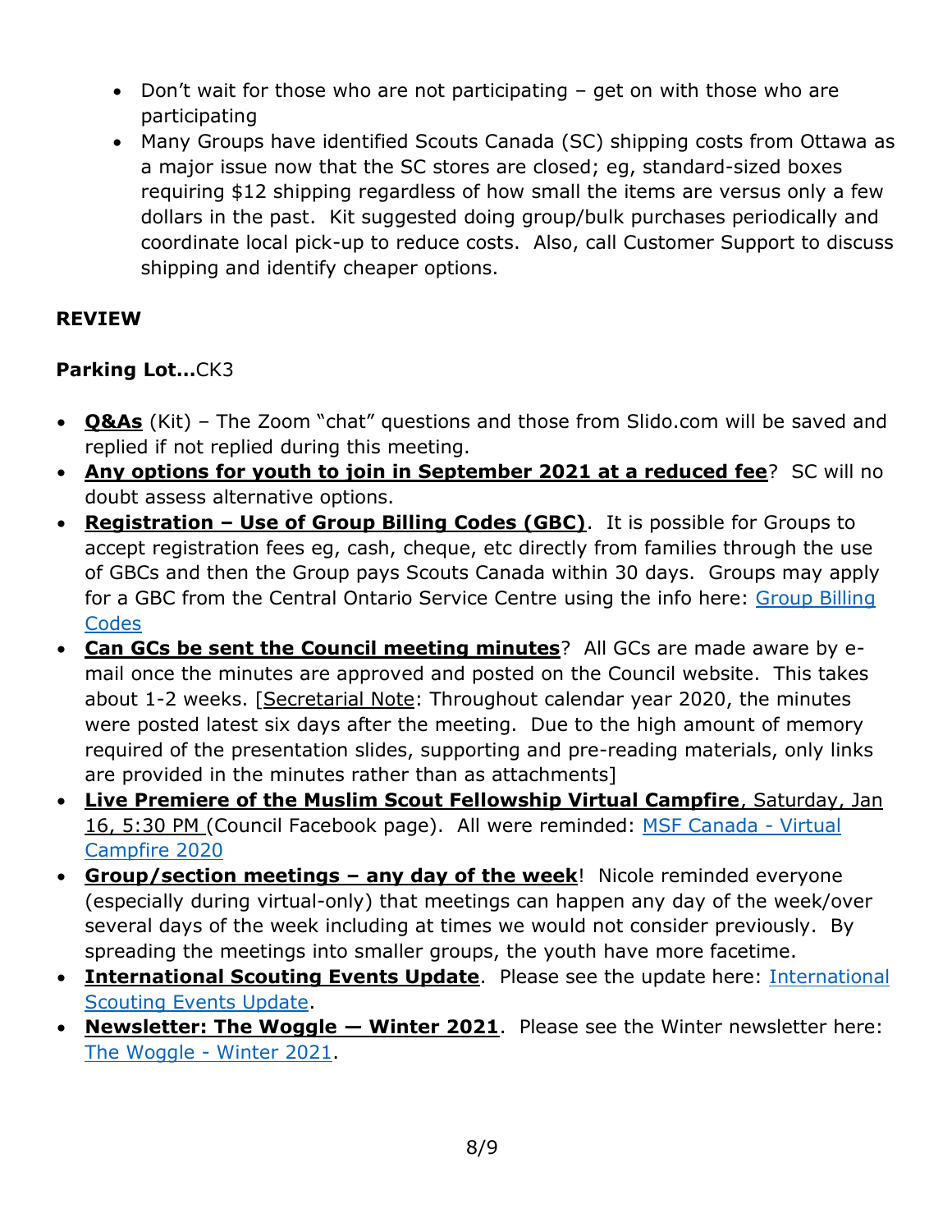- Don't wait for those who are not participating – get on with those who are participating
- Many Groups have identified Scouts Canada (SC) shipping costs from Ottawa as a major issue now that the SC stores are closed; eg, standard-sized boxes requiring $12 shipping regardless of how small the items are versus only a few dollars in the past. Kit suggested doing group/bulk purchases periodically and coordinate local pick-up to reduce costs. Also, call Customer Support to discuss shipping and identify cheaper options.

**REVIEW**

**Parking Lot…**CK3

- **Q&As** (Kit) – The Zoom "chat" questions and those from Slido.com will be saved and replied if not replied during this meeting.
- **Any options for youth to join in September 2021 at a reduced fee**? SC will no doubt assess alternative options.
- **Registration – Use of Group Billing Codes (GBC)**. It is possible for Groups to accept registration fees eg, cash, cheque, etc directly from families through the use of GBCs and then the Group pays Scouts Canada within 30 days. Groups may apply for a GBC from the Central Ontario Service Centre using the info here: Group Billing Codes
- **Can GCs be sent the Council meeting minutes**? All GCs are made aware by e-mail once the minutes are approved and posted on the Council website. This takes about 1-2 weeks. [Secretarial Note: Throughout calendar year 2020, the minutes were posted latest six days after the meeting. Due to the high amount of memory required of the presentation slides, supporting and pre-reading materials, only links are provided in the minutes rather than as attachments]
- **Live Premiere of the Muslim Scout Fellowship Virtual Campfire**, Saturday, Jan 16, 5:30 PM (Council Facebook page). All were reminded: MSF Canada - Virtual Campfire 2020
- **Group/section meetings – any day of the week**! Nicole reminded everyone (especially during virtual-only) that meetings can happen any day of the week/over several days of the week including at times we would not consider previously. By spreading the meetings into smaller groups, the youth have more facetime.
- **International Scouting Events Update**. Please see the update here: International Scouting Events Update.
- **Newsletter: The Woggle — Winter 2021**. Please see the Winter newsletter here: The Woggle - Winter 2021.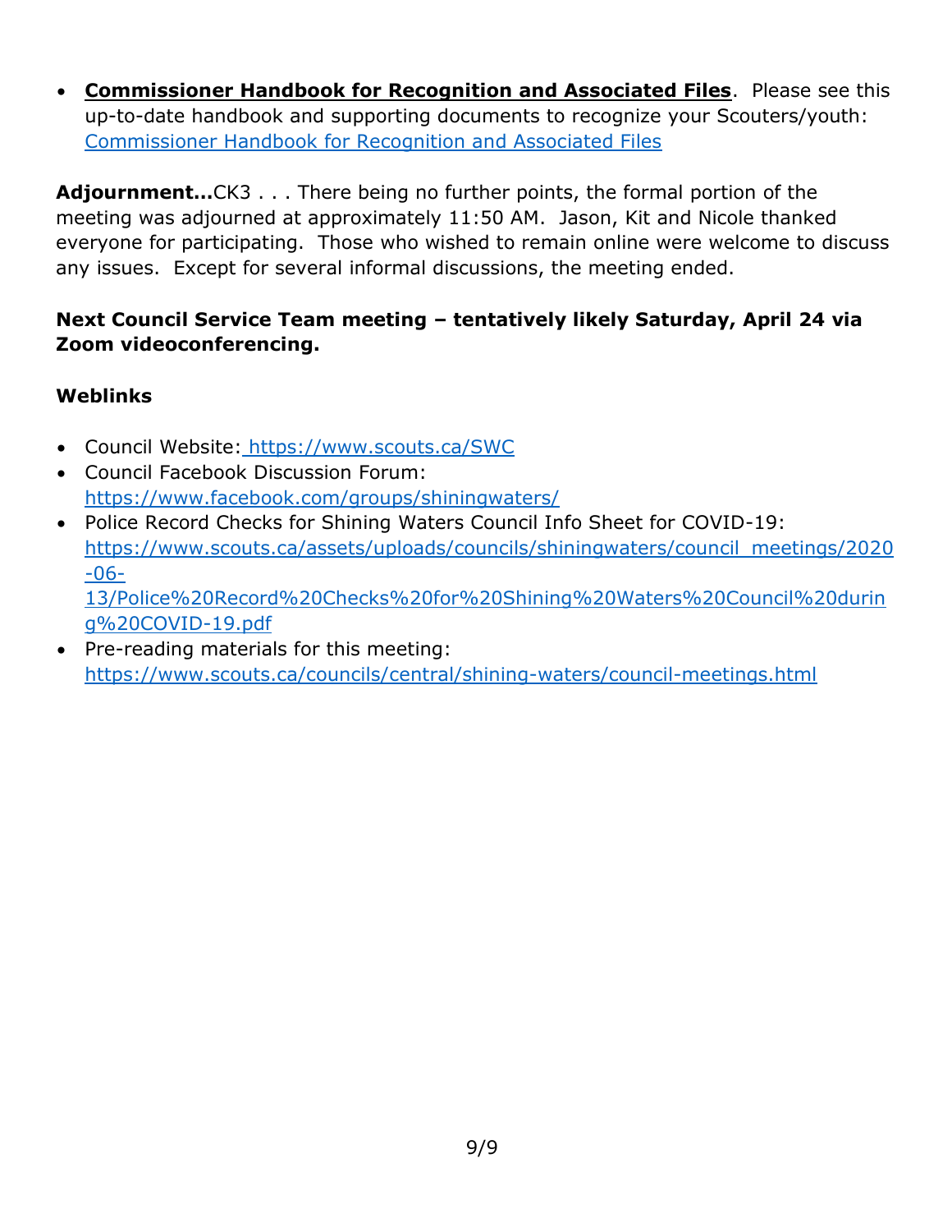- **Commissioner Handbook for Recognition and Associated Files**. Please see this up-to-date handbook and supporting documents to recognize your Scouters/youth: [Commissioner Handbook for Recognition and Associated Files]

**Adjournment…**CK3 . . . There being no further points, the formal portion of the meeting was adjourned at approximately 11:50 AM. Jason, Kit and Nicole thanked everyone for participating. Those who wished to remain online were welcome to discuss any issues. Except for several informal discussions, the meeting ended.

**Next Council Service Team meeting – tentatively likely Saturday, April 24 via Zoom videoconferencing.**

**Weblinks**

- Council Website: https://www.scouts.ca/SWC
- Council Facebook Discussion Forum: https://www.facebook.com/groups/shiningwaters/
- Police Record Checks for Shining Waters Council Info Sheet for COVID-19: https://www.scouts.ca/assets/uploads/councils/shiningwaters/council_meetings/2020-06-13/Police%20Record%20Checks%20for%20Shining%20Waters%20Council%20during%20COVID-19.pdf
- Pre-reading materials for this meeting: https://www.scouts.ca/councils/central/shining-waters/council-meetings.html